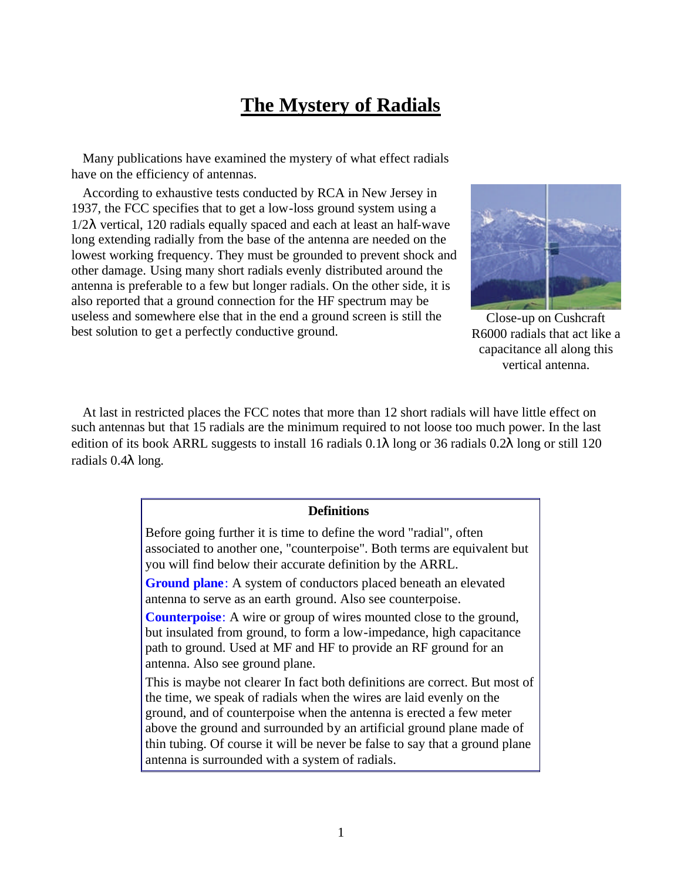# The Mystery of Radials

Many publications have examined the mystery of what effect radials have on the efficiency of antennas.

According to exhaustive tests conducted by RCA in New Jersey in 1937, the FCC specifies that to get a low-loss ground system using a $1/2\lambda$ vertical, 120 radials equally spaced and each at least an half-wave long extending radially from the base of the antenna are needed on the lowest working frequency. They must be grounded to prevent shock and other damage. Using many short radials evenly distributed around the antenna is preferable to a few but longer radials. On the other side, it is also reported that a ground connection for the HF spectrum may be useless and somewhere else that in the end a ground screen is still the best solution to get a perfectly conductive ground.

Close-up on Cushcraft R6000 radials that act like a capacitance all along this vertical antenna.

At last in restricted places the FCC notes that more than 12 short radials will have little effect on such antennas but that 15 radials are the minimum required to not loose too much power. In the last edition of its book ARRL suggests to install 16 radials $0.1\lambda$ long or 36 radials $0.2\lambda$ long or still 120 radials $0.4\lambda$ long.

**Definitions**

Before going further it is time to define the word "radial", often associated to another one, "counterpoise". Both terms are equivalent but you will find below their accurate definition by the ARRL.

**Ground plane**: A system of conductors placed beneath an elevated antenna to serve as an earth ground. Also see counterpoise.

**Counterpoise**: A wire or group of wires mounted close to the ground, but insulated from ground, to form a low-impedance, high capacitance path to ground. Used at MF and HF to provide an RF ground for an antenna. Also see ground plane.

This is maybe not clearer In fact both definitions are correct. But most of the time, we speak of radials when the wires are laid evenly on the ground, and of counterpoise when the antenna is erected a few meter above the ground and surrounded by an artificial ground plane made of thin tubing. Of course it will be never be false to say that a ground plane antenna is surrounded with a system of radials.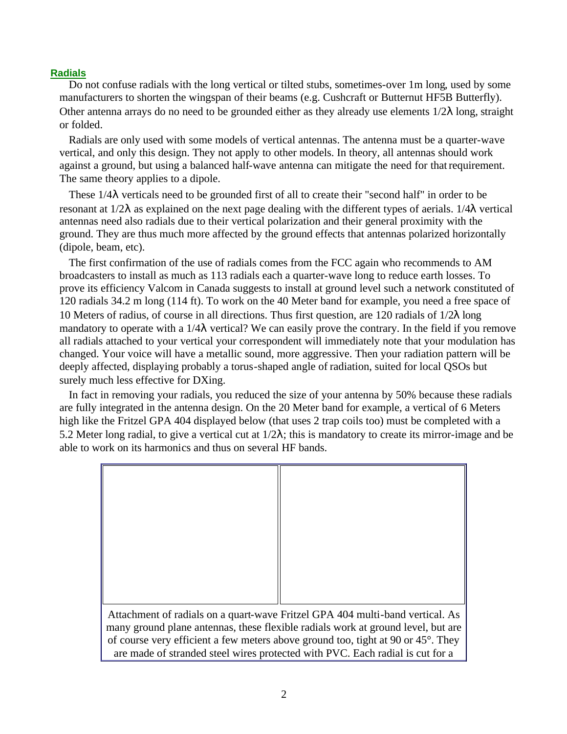## Radials

Do not confuse radials with the long vertical or tilted stubs, sometimes-over 1m long, used by some manufacturers to shorten the wingspan of their beams (e.g. Cushcraft or Butternut HF5B Butterfly). Other antenna arrays do no need to be grounded either as they already use elements 1/2λ long, straight or folded.

Radials are only used with some models of vertical antennas. The antenna must be a quarter-wave vertical, and only this design. They not apply to other models. In theory, all antennas should work against a ground, but using a balanced half-wave antenna can mitigate the need for that requirement. The same theory applies to a dipole.

These 1/4λ verticals need to be grounded first of all to create their "second half" in order to be resonant at 1/2λ as explained on the next page dealing with the different types of aerials. 1/4λ vertical antennas need also radials due to their vertical polarization and their general proximity with the ground. They are thus much more affected by the ground effects that antennas polarized horizontally (dipole, beam, etc).

The first confirmation of the use of radials comes from the FCC again who recommends to AM broadcasters to install as much as 113 radials each a quarter-wave long to reduce earth losses. To prove its efficiency Valcom in Canada suggests to install at ground level such a network constituted of 120 radials 34.2 m long (114 ft). To work on the 40 Meter band for example, you need a free space of 10 Meters of radius, of course in all directions. Thus first question, are 120 radials of 1/2λ long mandatory to operate with a 1/4λ vertical? We can easily prove the contrary. In the field if you remove all radials attached to your vertical your correspondent will immediately note that your modulation has changed. Your voice will have a metallic sound, more aggressive. Then your radiation pattern will be deeply affected, displaying probably a torus-shaped angle of radiation, suited for local QSOs but surely much less effective for DXing.

In fact in removing your radials, you reduced the size of your antenna by 50% because these radials are fully integrated in the antenna design. On the 20 Meter band for example, a vertical of 6 Meters high like the Fritzel GPA 404 displayed below (that uses 2 trap coils too) must be completed with a 5.2 Meter long radial, to give a vertical cut at 1/2λ; this is mandatory to create its mirror-image and be able to work on its harmonics and thus on several HF bands.

Attachment of radials on a quart-wave Fritzel GPA 404 multi-band vertical. As many ground plane antennas, these flexible radials work at ground level, but are of course very efficient a few meters above ground too, tight at 90 or 45°. They are made of stranded steel wires protected with PVC. Each radial is cut for a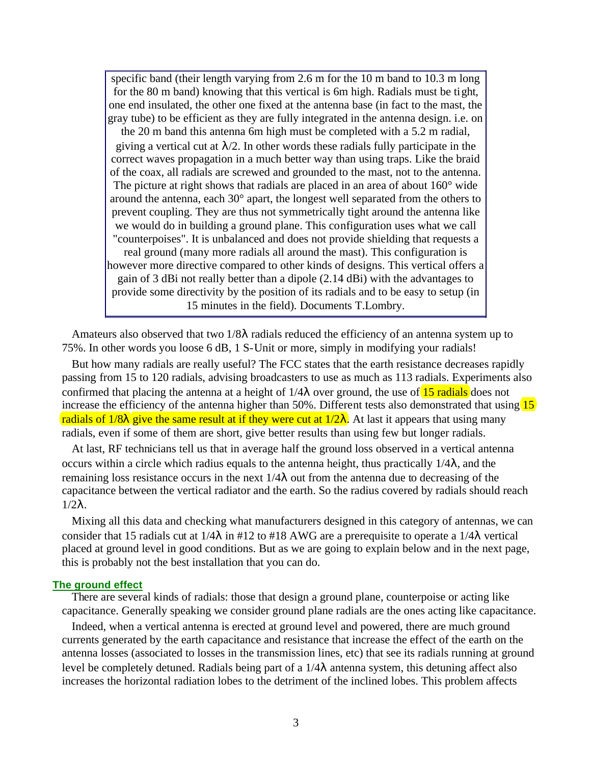specific band (their length varying from 2.6 m for the 10 m band to 10.3 m long for the 80 m band) knowing that this vertical is 6m high. Radials must be tight, one end insulated, the other one fixed at the antenna base (in fact to the mast, the gray tube) to be efficient as they are fully integrated in the antenna design. i.e. on the 20 m band this antenna 6m high must be completed with a 5.2 m radial, giving a vertical cut at $\lambda/2$. In other words these radials fully participate in the correct waves propagation in a much better way than using traps. Like the braid of the coax, all radials are screwed and grounded to the mast, not to the antenna. The picture at right shows that radials are placed in an area of about 160° wide around the antenna, each 30° apart, the longest well separated from the others to prevent coupling. They are thus not symmetrically tight around the antenna like we would do in building a ground plane. This configuration uses what we call "counterpoises". It is unbalanced and does not provide shielding that requests a real ground (many more radials all around the mast). This configuration is however more directive compared to other kinds of designs. This vertical offers a gain of 3 dBi not really better than a dipole (2.14 dBi) with the advantages to provide some directivity by the position of its radials and to be easy to setup (in 15 minutes in the field). Documents T.Lombry.

Amateurs also observed that two $1/8\lambda$ radials reduced the efficiency of an antenna system up to 75%. In other words you loose 6 dB, 1 S-Unit or more, simply in modifying your radials!

But how many radials are really useful? The FCC states that the earth resistance decreases rapidly passing from 15 to 120 radials, advising broadcasters to use as much as 113 radials. Experiments also confirmed that placing the antenna at a height of $1/4\lambda$ over ground, the use of 15 radials does not increase the efficiency of the antenna higher than 50%. Different tests also demonstrated that using 15 radials of $1/8\lambda$ give the same result at if they were cut at $1/2\lambda$. At last it appears that using many radials, even if some of them are short, give better results than using few but longer radials.

At last, RF technicians tell us that in average half the ground loss observed in a vertical antenna occurs within a circle which radius equals to the antenna height, thus practically $1/4\lambda$, and the remaining loss resistance occurs in the next $1/4\lambda$ out from the antenna due to decreasing of the capacitance between the vertical radiator and the earth. So the radius covered by radials should reach $1/2\lambda$.

Mixing all this data and checking what manufacturers designed in this category of antennas, we can consider that 15 radials cut at $1/4\lambda$ in #12 to #18 AWG are a prerequisite to operate a $1/4\lambda$ vertical placed at ground level in good conditions. But as we are going to explain below and in the next page, this is probably not the best installation that you can do.

### The ground effect

There are several kinds of radials: those that design a ground plane, counterpoise or acting like capacitance. Generally speaking we consider ground plane radials are the ones acting like capacitance.

Indeed, when a vertical antenna is erected at ground level and powered, there are much ground currents generated by the earth capacitance and resistance that increase the effect of the earth on the antenna losses (associated to losses in the transmission lines, etc) that see its radials running at ground level be completely detuned. Radials being part of a $1/4\lambda$ antenna system, this detuning affect also increases the horizontal radiation lobes to the detriment of the inclined lobes. This problem affects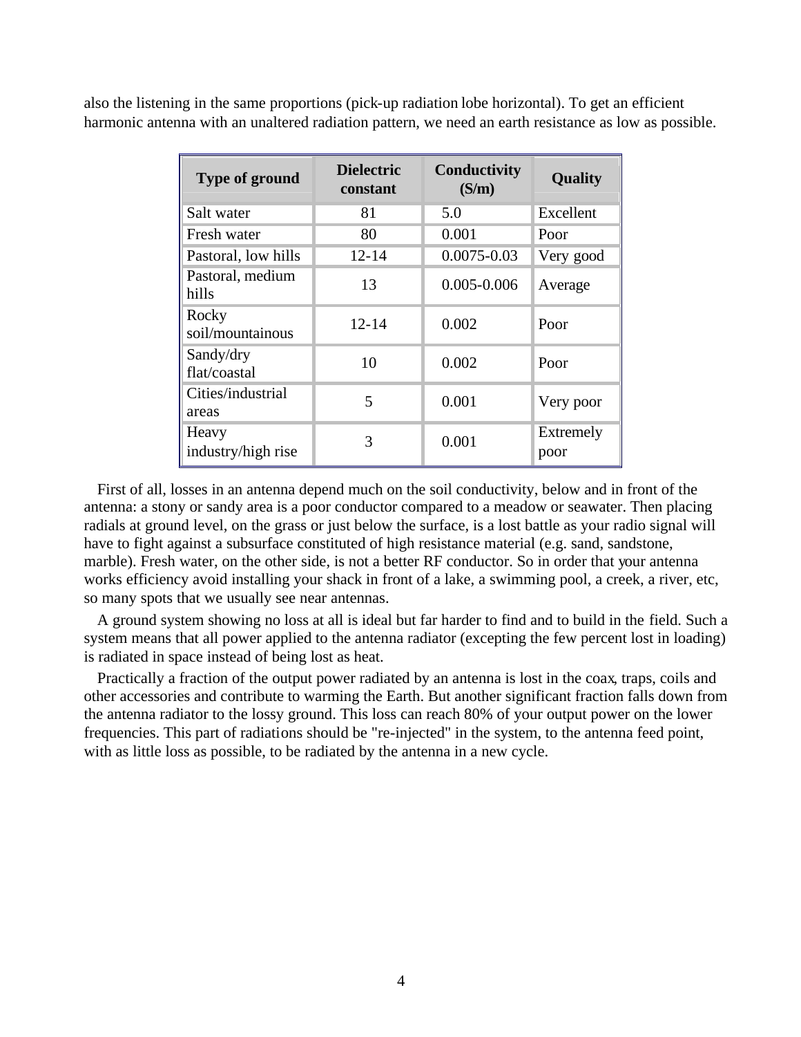also the listening in the same proportions (pick-up radiation lobe horizontal). To get an efficient harmonic antenna with an unaltered radiation pattern, we need an earth resistance as low as possible.

| Type of ground | Dielectric constant | Conductivity (S/m) | Quality |
|---|---|---|---|
| Salt water | 81 | 5.0 | Excellent |
| Fresh water | 80 | 0.001 | Poor |
| Pastoral, low hills | 12-14 | 0.0075-0.03 | Very good |
| Pastoral, medium hills | 13 | 0.005-0.006 | Average |
| Rocky soil/mountainous | 12-14 | 0.002 | Poor |
| Sandy/dry flat/coastal | 10 | 0.002 | Poor |
| Cities/industrial areas | 5 | 0.001 | Very poor |
| Heavy industry/high rise | 3 | 0.001 | Extremely poor |

First of all, losses in an antenna depend much on the soil conductivity, below and in front of the antenna: a stony or sandy area is a poor conductor compared to a meadow or seawater. Then placing radials at ground level, on the grass or just below the surface, is a lost battle as your radio signal will have to fight against a subsurface constituted of high resistance material (e.g. sand, sandstone, marble). Fresh water, on the other side, is not a better RF conductor. So in order that your antenna works efficiency avoid installing your shack in front of a lake, a swimming pool, a creek, a river, etc, so many spots that we usually see near antennas.

A ground system showing no loss at all is ideal but far harder to find and to build in the field. Such a system means that all power applied to the antenna radiator (excepting the few percent lost in loading) is radiated in space instead of being lost as heat.

Practically a fraction of the output power radiated by an antenna is lost in the coax, traps, coils and other accessories and contribute to warming the Earth. But another significant fraction falls down from the antenna radiator to the lossy ground. This loss can reach 80% of your output power on the lower frequencies. This part of radiations should be "re-injected" in the system, to the antenna feed point, with as little loss as possible, to be radiated by the antenna in a new cycle.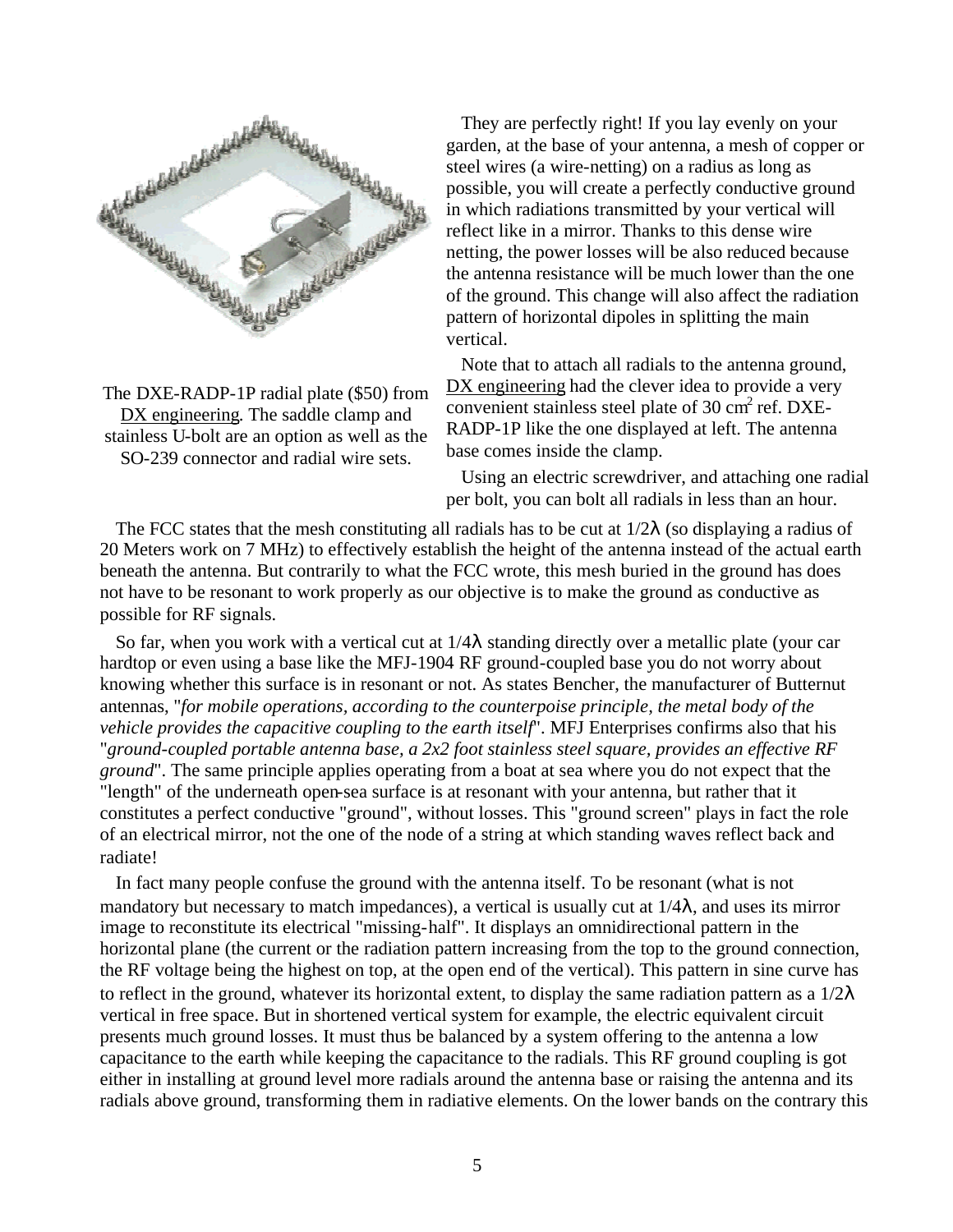The DXE-RADP-1P radial plate ($50) from DX engineering. The saddle clamp and stainless U-bolt are an option as well as the SO-239 connector and radial wire sets.

They are perfectly right! If you lay evenly on your garden, at the base of your antenna, a mesh of copper or steel wires (a wire-netting) on a radius as long as possible, you will create a perfectly conductive ground in which radiations transmitted by your vertical will reflect like in a mirror. Thanks to this dense wire netting, the power losses will be also reduced because the antenna resistance will be much lower than the one of the ground. This change will also affect the radiation pattern of horizontal dipoles in splitting the main vertical.

Note that to attach all radials to the antenna ground, DX engineering had the clever idea to provide a very convenient stainless steel plate of 30 $cm^2$ ref. DXE-RADP-1P like the one displayed at left. The antenna base comes inside the clamp.

Using an electric screwdriver, and attaching one radial per bolt, you can bolt all radials in less than an hour.

The FCC states that the mesh constituting all radials has to be cut at 1/2λ (so displaying a radius of 20 Meters work on 7 MHz) to effectively establish the height of the antenna instead of the actual earth beneath the antenna. But contrarily to what the FCC wrote, this mesh buried in the ground has does not have to be resonant to work properly as our objective is to make the ground as conductive as possible for RF signals.

So far, when you work with a vertical cut at 1/4λ standing directly over a metallic plate (your car hardtop or even using a base like the MFJ-1904 RF ground-coupled base you do not worry about knowing whether this surface is in resonant or not. As states Bencher, the manufacturer of Butternut antennas, "*for mobile operations, according to the counterpoise principle, the metal body of the vehicle provides the capacitive coupling to the earth itself*". MFJ Enterprises confirms also that his "*ground-coupled portable antenna base, a 2x2 foot stainless steel square, provides an effective RF ground*". The same principle applies operating from a boat at sea where you do not expect that the "length" of the underneath open-sea surface is at resonant with your antenna, but rather that it constitutes a perfect conductive "ground", without losses. This "ground screen" plays in fact the role of an electrical mirror, not the one of the node of a string at which standing waves reflect back and radiate!

In fact many people confuse the ground with the antenna itself. To be resonant (what is not mandatory but necessary to match impedances), a vertical is usually cut at 1/4λ, and uses its mirror image to reconstitute its electrical "missing-half". It displays an omnidirectional pattern in the horizontal plane (the current or the radiation pattern increasing from the top to the ground connection, the RF voltage being the highest on top, at the open end of the vertical). This pattern in sine curve has to reflect in the ground, whatever its horizontal extent, to display the same radiation pattern as a 1/2λ vertical in free space. But in shortened vertical system for example, the electric equivalent circuit presents much ground losses. It must thus be balanced by a system offering to the antenna a low capacitance to the earth while keeping the capacitance to the radials. This RF ground coupling is got either in installing at ground level more radials around the antenna base or raising the antenna and its radials above ground, transforming them in radiative elements. On the lower bands on the contrary this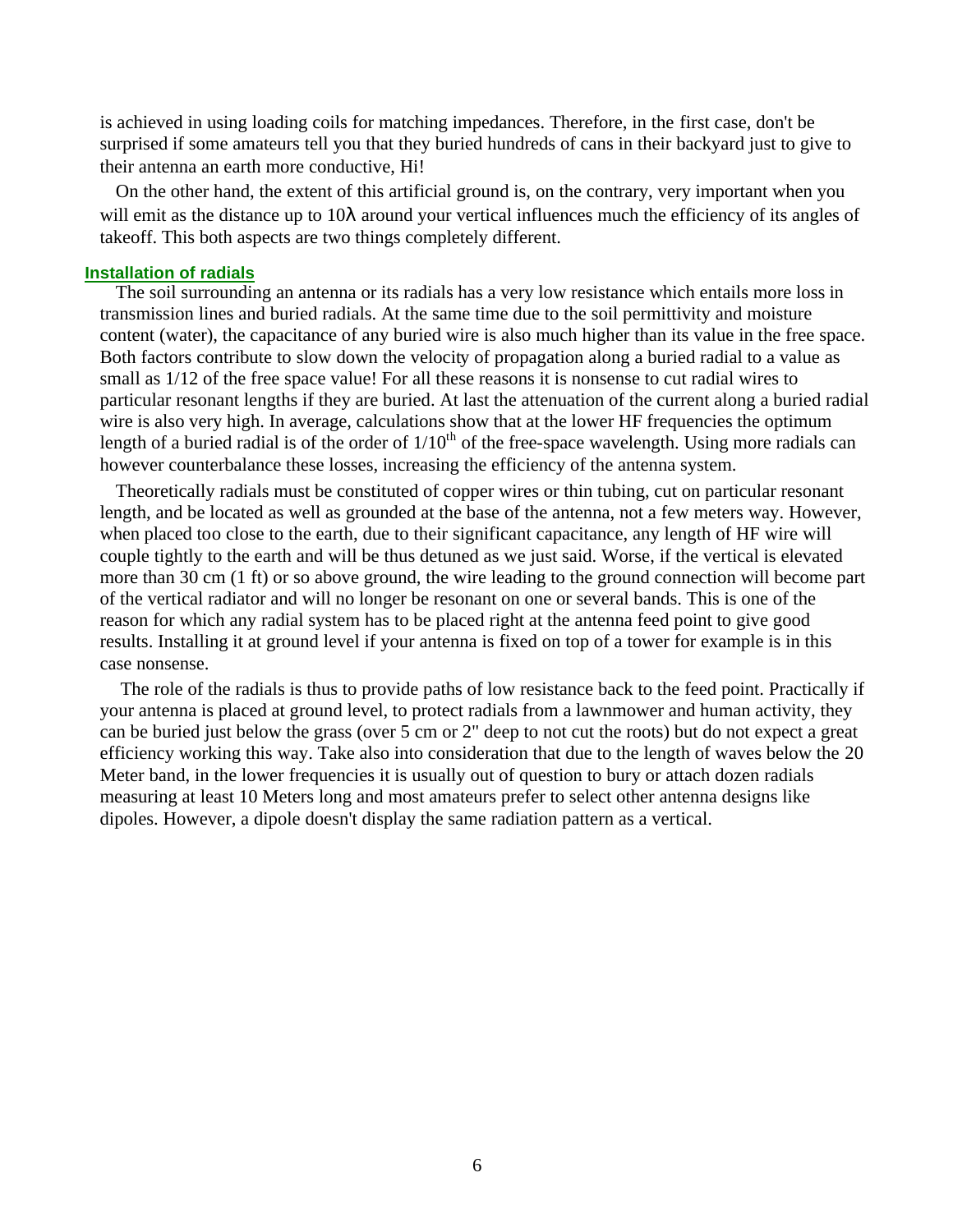is achieved in using loading coils for matching impedances. Therefore, in the first case, don't be surprised if some amateurs tell you that they buried hundreds of cans in their backyard just to give to their antenna an earth more conductive, Hi!

On the other hand, the extent of this artificial ground is, on the contrary, very important when you will emit as the distance up to 10$\lambda$ around your vertical influences much the efficiency of its angles of takeoff. This both aspects are two things completely different.

## Installation of radials

The soil surrounding an antenna or its radials has a very low resistance which entails more loss in transmission lines and buried radials. At the same time due to the soil permittivity and moisture content (water), the capacitance of any buried wire is also much higher than its value in the free space. Both factors contribute to slow down the velocity of propagation along a buried radial to a value as small as 1/12 of the free space value! For all these reasons it is nonsense to cut radial wires to particular resonant lengths if they are buried. At last the attenuation of the current along a buried radial wire is also very high. In average, calculations show that at the lower HF frequencies the optimum length of a buried radial is of the order of $1/10^{th}$ of the free-space wavelength. Using more radials can however counterbalance these losses, increasing the efficiency of the antenna system.

Theoretically radials must be constituted of copper wires or thin tubing, cut on particular resonant length, and be located as well as grounded at the base of the antenna, not a few meters way. However, when placed too close to the earth, due to their significant capacitance, any length of HF wire will couple tightly to the earth and will be thus detuned as we just said. Worse, if the vertical is elevated more than 30 cm (1 ft) or so above ground, the wire leading to the ground connection will become part of the vertical radiator and will no longer be resonant on one or several bands. This is one of the reason for which any radial system has to be placed right at the antenna feed point to give good results. Installing it at ground level if your antenna is fixed on top of a tower for example is in this case nonsense.

The role of the radials is thus to provide paths of low resistance back to the feed point. Practically if your antenna is placed at ground level, to protect radials from a lawnmower and human activity, they can be buried just below the grass (over 5 cm or 2" deep to not cut the roots) but do not expect a great efficiency working this way. Take also into consideration that due to the length of waves below the 20 Meter band, in the lower frequencies it is usually out of question to bury or attach dozen radials measuring at least 10 Meters long and most amateurs prefer to select other antenna designs like dipoles. However, a dipole doesn't display the same radiation pattern as a vertical.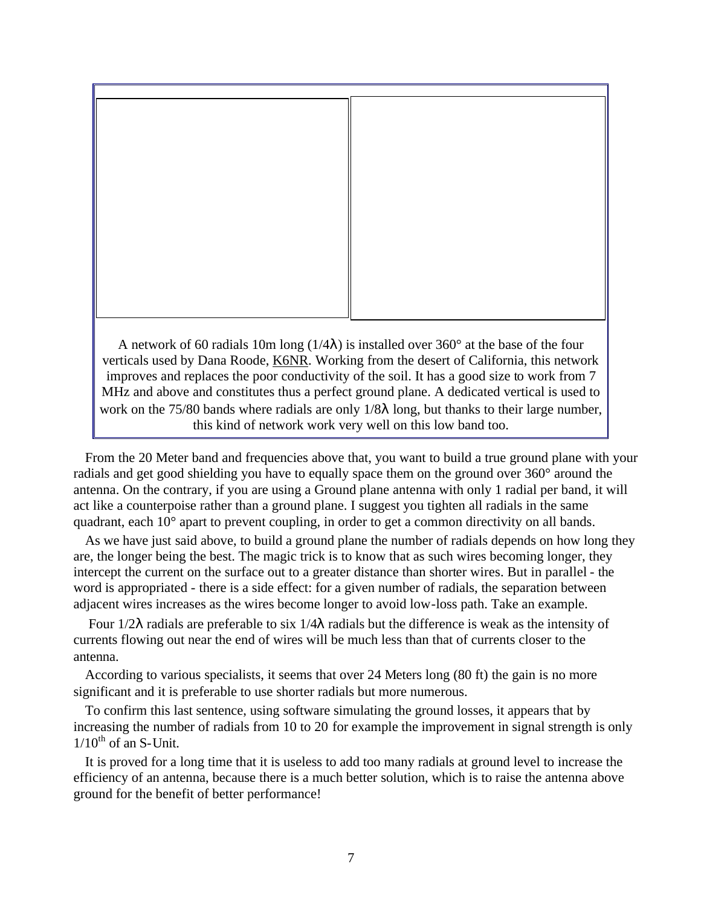A network of 60 radials 10m long (1/4λ) is installed over 360° at the base of the four verticals used by Dana Roode, K6NR. Working from the desert of California, this network improves and replaces the poor conductivity of the soil. It has a good size to work from 7 MHz and above and constitutes thus a perfect ground plane. A dedicated vertical is used to work on the 75/80 bands where radials are only 1/8λ long, but thanks to their large number, this kind of network work very well on this low band too.

From the 20 Meter band and frequencies above that, you want to build a true ground plane with your radials and get good shielding you have to equally space them on the ground over 360° around the antenna. On the contrary, if you are using a Ground plane antenna with only 1 radial per band, it will act like a counterpoise rather than a ground plane. I suggest you tighten all radials in the same quadrant, each 10° apart to prevent coupling, in order to get a common directivity on all bands.

As we have just said above, to build a ground plane the number of radials depends on how long they are, the longer being the best. The magic trick is to know that as such wires becoming longer, they intercept the current on the surface out to a greater distance than shorter wires. But in parallel - the word is appropriated - there is a side effect: for a given number of radials, the separation between adjacent wires increases as the wires become longer to avoid low-loss path. Take an example.

Four 1/2λ radials are preferable to six 1/4λ radials but the difference is weak as the intensity of currents flowing out near the end of wires will be much less than that of currents closer to the antenna.

According to various specialists, it seems that over 24 Meters long (80 ft) the gain is no more significant and it is preferable to use shorter radials but more numerous.

To confirm this last sentence, using software simulating the ground losses, it appears that by increasing the number of radials from 10 to 20 for example the improvement in signal strength is only $1/10^{th}$ of an S-Unit.

It is proved for a long time that it is useless to add too many radials at ground level to increase the efficiency of an antenna, because there is a much better solution, which is to raise the antenna above ground for the benefit of better performance!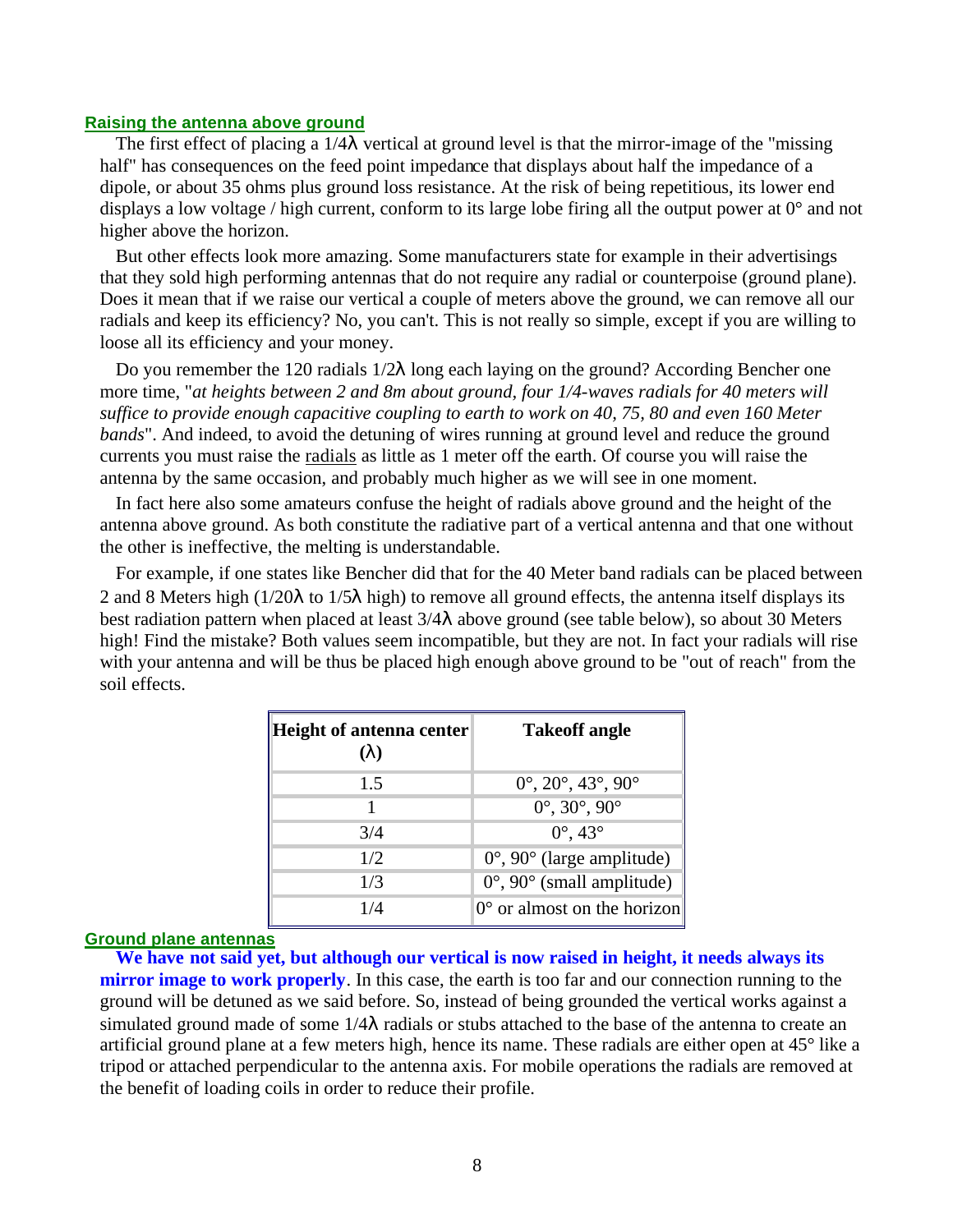## Raising the antenna above ground

The first effect of placing a 1/4λ vertical at ground level is that the mirror-image of the "missing half" has consequences on the feed point impedance that displays about half the impedance of a dipole, or about 35 ohms plus ground loss resistance. At the risk of being repetitious, its lower end displays a low voltage / high current, conform to its large lobe firing all the output power at 0° and not higher above the horizon.

But other effects look more amazing. Some manufacturers state for example in their advertisings that they sold high performing antennas that do not require any radial or counterpoise (ground plane). Does it mean that if we raise our vertical a couple of meters above the ground, we can remove all our radials and keep its efficiency? No, you can't. This is not really so simple, except if you are willing to loose all its efficiency and your money.

Do you remember the 120 radials 1/2λ long each laying on the ground? According Bencher one more time, "*at heights between 2 and 8m about ground, four 1/4-waves radials for 40 meters will suffice to provide enough capacitive coupling to earth to work on 40, 75, 80 and even 160 Meter bands*". And indeed, to avoid the detuning of wires running at ground level and reduce the ground currents you must raise the radials as little as 1 meter off the earth. Of course you will raise the antenna by the same occasion, and probably much higher as we will see in one moment.

In fact here also some amateurs confuse the height of radials above ground and the height of the antenna above ground. As both constitute the radiative part of a vertical antenna and that one without the other is ineffective, the melting is understandable.

For example, if one states like Bencher did that for the 40 Meter band radials can be placed between 2 and 8 Meters high (1/20λ to 1/5λ high) to remove all ground effects, the antenna itself displays its best radiation pattern when placed at least 3/4λ above ground (see table below), so about 30 Meters high! Find the mistake? Both values seem incompatible, but they are not. In fact your radials will rise with your antenna and will be thus be placed high enough above ground to be "out of reach" from the soil effects.

| Height of antenna center (λ) | Takeoff angle |
|---|---|
| 1.5 | 0°, 20°, 43°, 90° |
| 1 | 0°, 30°, 90° |
| 3/4 | 0°, 43° |
| 1/2 | 0°, 90° (large amplitude) |
| 1/3 | 0°, 90° (small amplitude) |
| 1/4 | 0° or almost on the horizon |

## Ground plane antennas

**We have not said yet, but although our vertical is now raised in height, it needs always its mirror image to work properly**. In this case, the earth is too far and our connection running to the ground will be detuned as we said before. So, instead of being grounded the vertical works against a simulated ground made of some 1/4λ radials or stubs attached to the base of the antenna to create an artificial ground plane at a few meters high, hence its name. These radials are either open at 45° like a tripod or attached perpendicular to the antenna axis. For mobile operations the radials are removed at the benefit of loading coils in order to reduce their profile.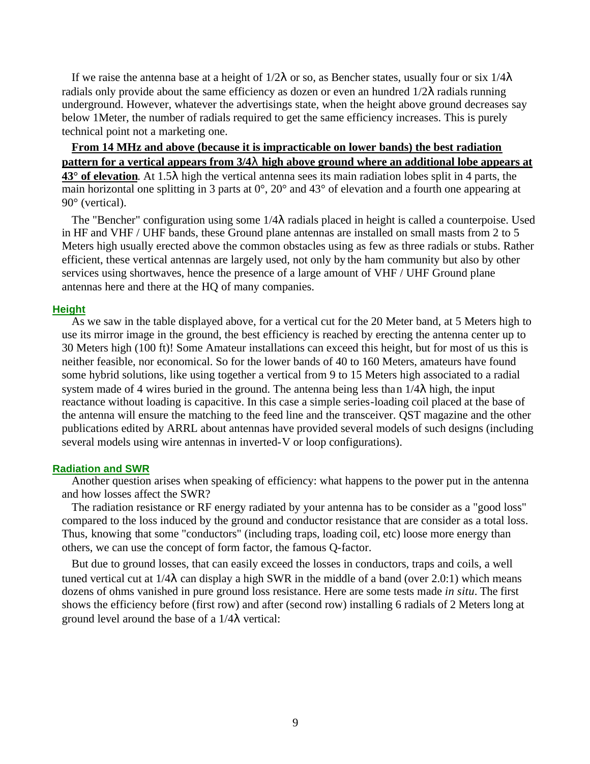If we raise the antenna base at a height of 1/2λ or so, as Bencher states, usually four or six 1/4λ radials only provide about the same efficiency as dozen or even an hundred 1/2λ radials running underground. However, whatever the advertisings state, when the height above ground decreases say below 1Meter, the number of radials required to get the same efficiency increases. This is purely technical point not a marketing one.

**From 14 MHz and above (because it is impracticable on lower bands) the best radiation pattern for a vertical appears from 3/4λ high above ground where an additional lobe appears at 43° of elevation**. At 1.5λ high the vertical antenna sees its main radiation lobes split in 4 parts, the main horizontal one splitting in 3 parts at 0°, 20° and 43° of elevation and a fourth one appearing at 90° (vertical).

The "Bencher" configuration using some 1/4λ radials placed in height is called a counterpoise. Used in HF and VHF / UHF bands, these Ground plane antennas are installed on small masts from 2 to 5 Meters high usually erected above the common obstacles using as few as three radials or stubs. Rather efficient, these vertical antennas are largely used, not only by the ham community but also by other services using shortwaves, hence the presence of a large amount of VHF / UHF Ground plane antennas here and there at the HQ of many companies.

### Height

As we saw in the table displayed above, for a vertical cut for the 20 Meter band, at 5 Meters high to use its mirror image in the ground, the best efficiency is reached by erecting the antenna center up to 30 Meters high (100 ft)! Some Amateur installations can exceed this height, but for most of us this is neither feasible, nor economical. So for the lower bands of 40 to 160 Meters, amateurs have found some hybrid solutions, like using together a vertical from 9 to 15 Meters high associated to a radial system made of 4 wires buried in the ground. The antenna being less than 1/4λ high, the input reactance without loading is capacitive. In this case a simple series-loading coil placed at the base of the antenna will ensure the matching to the feed line and the transceiver. QST magazine and the other publications edited by ARRL about antennas have provided several models of such designs (including several models using wire antennas in inverted-V or loop configurations).

### Radiation and SWR

Another question arises when speaking of efficiency: what happens to the power put in the antenna and how losses affect the SWR?

The radiation resistance or RF energy radiated by your antenna has to be consider as a "good loss" compared to the loss induced by the ground and conductor resistance that are consider as a total loss. Thus, knowing that some "conductors" (including traps, loading coil, etc) loose more energy than others, we can use the concept of form factor, the famous Q-factor.

But due to ground losses, that can easily exceed the losses in conductors, traps and coils, a well tuned vertical cut at 1/4λ can display a high SWR in the middle of a band (over 2.0:1) which means dozens of ohms vanished in pure ground loss resistance. Here are some tests made *in situ*. The first shows the efficiency before (first row) and after (second row) installing 6 radials of 2 Meters long at ground level around the base of a 1/4λ vertical: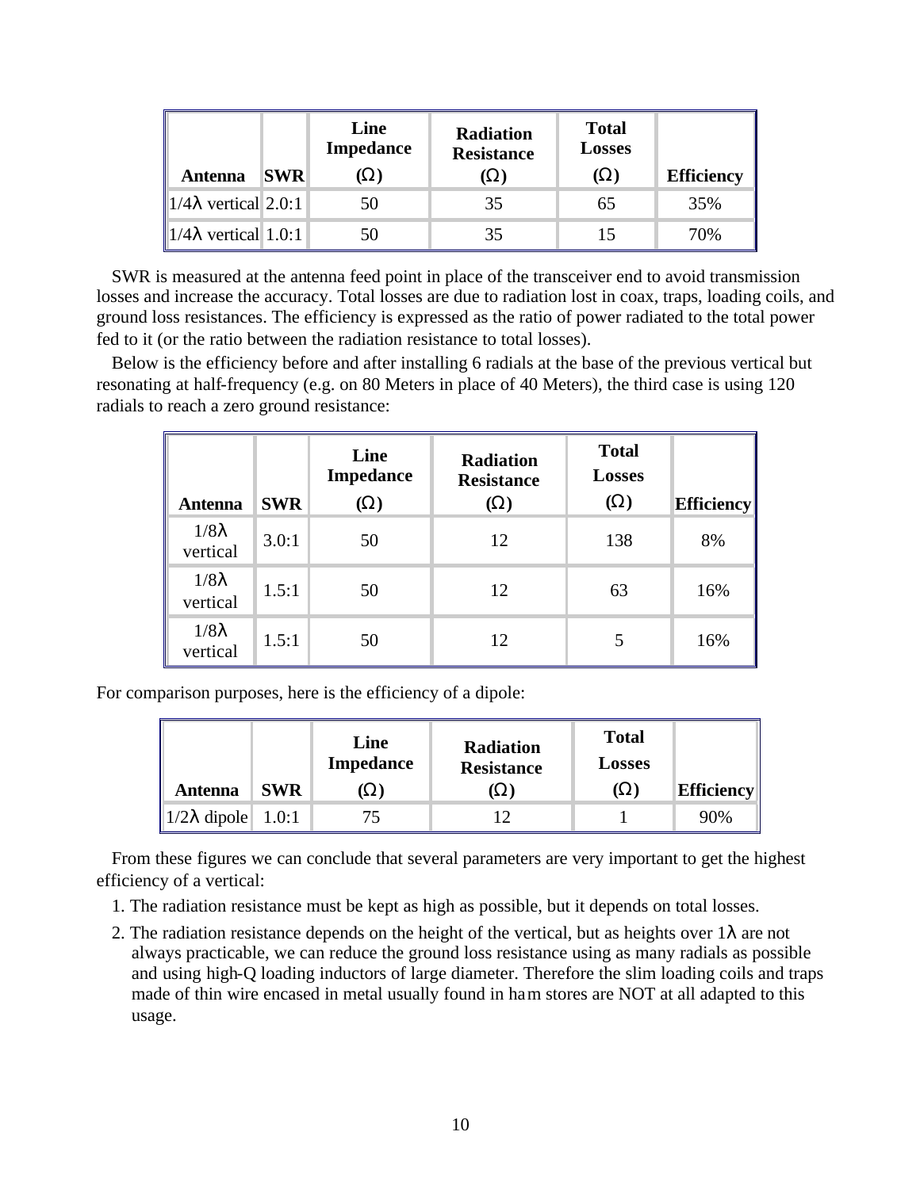| Antenna | SWR | Line Impedance (Ω) | Radiation Resistance (Ω) | Total Losses (Ω) | Efficiency |
|---|---|---|---|---|---|
| 1/4λ vertical | 2.0:1 | 50 | 35 | 65 | 35% |
| 1/4λ vertical | 1.0:1 | 50 | 35 | 15 | 70% |

SWR is measured at the antenna feed point in place of the transceiver end to avoid transmission losses and increase the accuracy. Total losses are due to radiation lost in coax, traps, loading coils, and ground loss resistances. The efficiency is expressed as the ratio of power radiated to the total power fed to it (or the ratio between the radiation resistance to total losses).

Below is the efficiency before and after installing 6 radials at the base of the previous vertical but resonating at half-frequency (e.g. on 80 Meters in place of 40 Meters), the third case is using 120 radials to reach a zero ground resistance:

| Antenna | SWR | Line Impedance (Ω) | Radiation Resistance (Ω) | Total Losses (Ω) | Efficiency |
|---|---|---|---|---|---|
| 1/8λ vertical | 3.0:1 | 50 | 12 | 138 | 8% |
| 1/8λ vertical | 1.5:1 | 50 | 12 | 63 | 16% |
| 1/8λ vertical | 1.5:1 | 50 | 12 | 5 | 16% |

For comparison purposes, here is the efficiency of a dipole:

| Antenna | SWR | Line Impedance (Ω) | Radiation Resistance (Ω) | Total Losses (Ω) | Efficiency |
|---|---|---|---|---|---|
| 1/2λ dipole | 1.0:1 | 75 | 12 | 1 | 90% |

From these figures we can conclude that several parameters are very important to get the highest efficiency of a vertical:

1. The radiation resistance must be kept as high as possible, but it depends on total losses.
2. The radiation resistance depends on the height of the vertical, but as heights over 1λ are not always practicable, we can reduce the ground loss resistance using as many radials as possible and using high-Q loading inductors of large diameter. Therefore the slim loading coils and traps made of thin wire encased in metal usually found in ham stores are NOT at all adapted to this usage.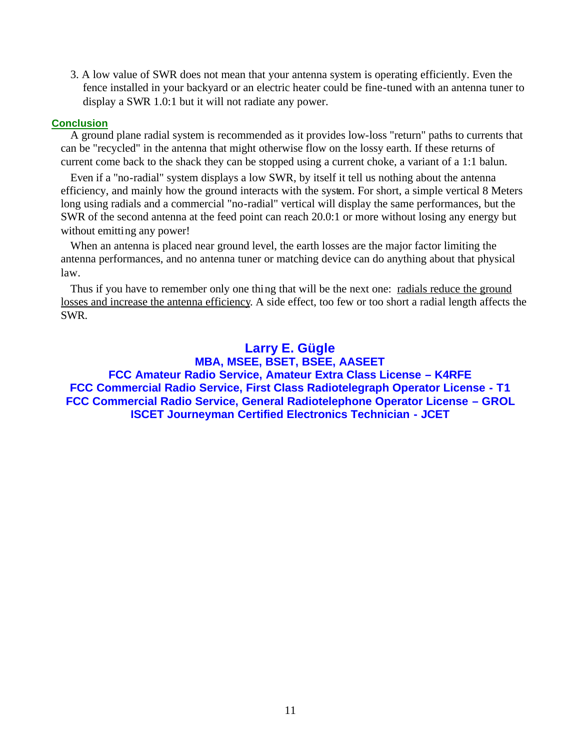3. A low value of SWR does not mean that your antenna system is operating efficiently. Even the fence installed in your backyard or an electric heater could be fine-tuned with an antenna tuner to display a SWR 1.0:1 but it will not radiate any power.

## Conclusion

A ground plane radial system is recommended as it provides low-loss "return" paths to currents that can be "recycled" in the antenna that might otherwise flow on the lossy earth. If these returns of current come back to the shack they can be stopped using a current choke, a variant of a 1:1 balun.

Even if a "no-radial" system displays a low SWR, by itself it tell us nothing about the antenna efficiency, and mainly how the ground interacts with the system. For short, a simple vertical 8 Meters long using radials and a commercial "no-radial" vertical will display the same performances, but the SWR of the second antenna at the feed point can reach 20.0:1 or more without losing any energy but without emitting any power!

When an antenna is placed near ground level, the earth losses are the major factor limiting the antenna performances, and no antenna tuner or matching device can do anything about that physical law.

Thus if you have to remember only one thing that will be the next one: radials reduce the ground losses and increase the antenna efficiency. A side effect, too few or too short a radial length affects the SWR.

**Larry E. Gügle**

**MBA, MSEE, BSET, BSEE, AASEET**

**FCC Amateur Radio Service, Amateur Extra Class License – K4RFE**

**FCC Commercial Radio Service, First Class Radiotelegraph Operator License - T1**

**FCC Commercial Radio Service, General Radiotelephone Operator License – GROL**

**ISCET Journeyman Certified Electronics Technician - JCET**